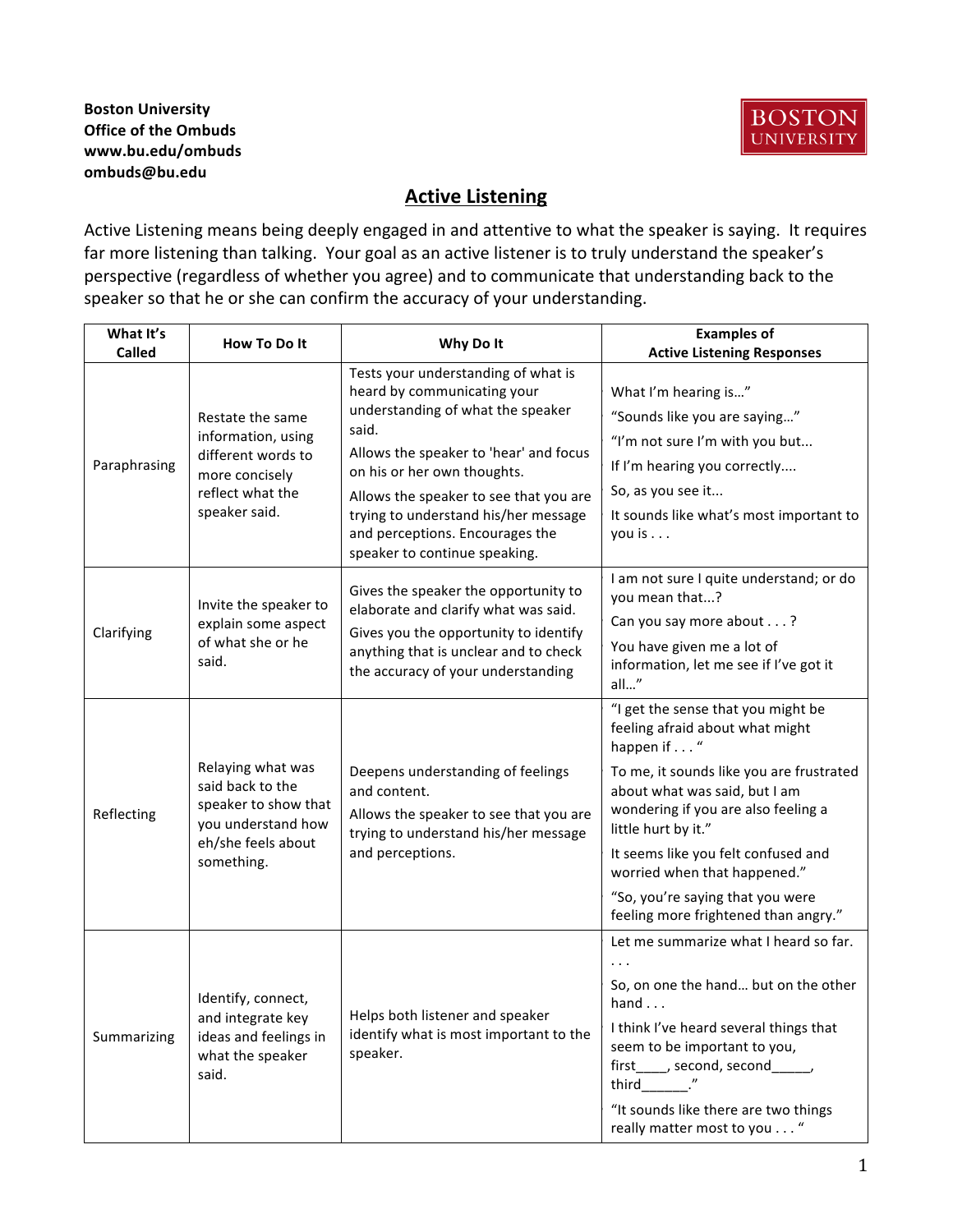**Boston University**
**Office of the Ombuds**
**www.bu.edu/ombuds**
**ombuds@bu.edu**

BOSTON UNIVERSITY

# Active Listening

Active Listening means being deeply engaged in and attentive to what the speaker is saying. It requires far more listening than talking. Your goal as an active listener is to truly understand the speaker's perspective (regardless of whether you agree) and to communicate that understanding back to the speaker so that he or she can confirm the accuracy of your understanding.

| What It's Called | How To Do It | Why Do It | Examples of Active Listening Responses |
|---|---|---|---|
| Paraphrasing | Restate the same information, using different words to more concisely reflect what the speaker said. | Tests your understanding of what is heard by communicating your understanding of what the speaker said.<br>Allows the speaker to 'hear' and focus on his or her own thoughts.<br>Allows the speaker to see that you are trying to understand his/her message and perceptions. Encourages the speaker to continue speaking. | What I'm hearing is…"<br>"Sounds like you are saying…"<br>"I'm not sure I'm with you but...<br>If I'm hearing you correctly....<br>So, as you see it...<br>It sounds like what's most important to you is . . . |
| Clarifying | Invite the speaker to explain some aspect of what she or he said. | Gives the speaker the opportunity to elaborate and clarify what was said.<br>Gives you the opportunity to identify anything that is unclear and to check the accuracy of your understanding | I am not sure I quite understand; or do you mean that...?<br>Can you say more about . . . ?<br>You have given me a lot of information, let me see if I've got it all…" |
| Reflecting | Relaying what was said back to the speaker to show that you understand how eh/she feels about something. | Deepens understanding of feelings and content.<br>Allows the speaker to see that you are trying to understand his/her message and perceptions. | "I get the sense that you might be feeling afraid about what might happen if . . . "<br>To me, it sounds like you are frustrated about what was said, but I am wondering if you are also feeling a little hurt by it."<br>It seems like you felt confused and worried when that happened."<br>"So, you're saying that you were feeling more frightened than angry." |
| Summarizing | Identify, connect, and integrate key ideas and feelings in what the speaker said. | Helps both listener and speaker identify what is most important to the speaker. | Let me summarize what I heard so far. . . .<br>So, on one the hand… but on the other hand . . .<br>I think I've heard several things that seem to be important to you, first____, second, second_____, third______."<br>"It sounds like there are two things really matter most to you . . . " |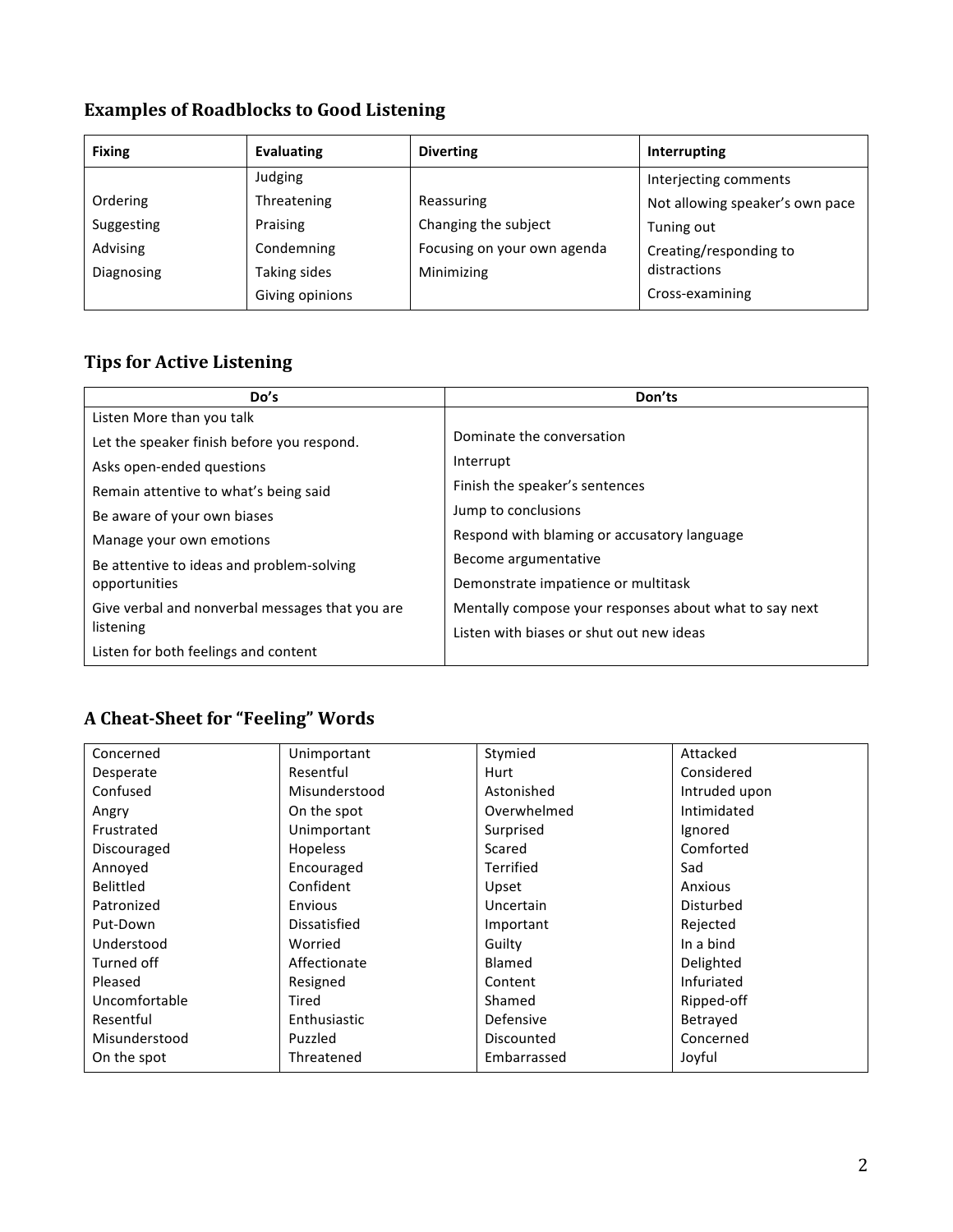## Examples of Roadblocks to Good Listening

| Fixing | Evaluating | Diverting | Interrupting |
|---|---|---|---|
| | Judging | | Interjecting comments |
| Ordering | Threatening | Reassuring | Not allowing speaker's own pace |
| Suggesting | Praising | Changing the subject | Tuning out |
| Advising | Condemning | Focusing on your own agenda | Creating/responding to distractions |
| Diagnosing | Taking sides | Minimizing | Cross-examining |
| | Giving opinions | | |

## Tips for Active Listening

| Do's | Don'ts |
|---|---|
| Listen More than you talk | |
| Let the speaker finish before you respond. | Dominate the conversation |
| Asks open-ended questions | Interrupt |
| Remain attentive to what's being said | Finish the speaker's sentences |
| Be aware of your own biases | Jump to conclusions |
| Manage your own emotions | Respond with blaming or accusatory language |
| Be attentive to ideas and problem-solving opportunities | Become argumentative |
| | Demonstrate impatience or multitask |
| Give verbal and nonverbal messages that you are listening | Mentally compose your responses about what to say next |
| | Listen with biases or shut out new ideas |
| Listen for both feelings and content | |

## A Cheat-Sheet for "Feeling" Words

| | | | |
|---|---|---|---|
| Concerned | Unimportant | Stymied | Attacked |
| Desperate | Resentful | Hurt | Considered |
| Confused | Misunderstood | Astonished | Intruded upon |
| Angry | On the spot | Overwhelmed | Intimidated |
| Frustrated | Unimportant | Surprised | Ignored |
| Discouraged | Hopeless | Scared | Comforted |
| Annoyed | Encouraged | Terrified | Sad |
| Belittled | Confident | Upset | Anxious |
| Patronized | Envious | Uncertain | Disturbed |
| Put-Down | Dissatisfied | Important | Rejected |
| Understood | Worried | Guilty | In a bind |
| Turned off | Affectionate | Blamed | Delighted |
| Pleased | Resigned | Content | Infuriated |
| Uncomfortable | Tired | Shamed | Ripped-off |
| Resentful | Enthusiastic | Defensive | Betrayed |
| Misunderstood | Puzzled | Discounted | Concerned |
| On the spot | Threatened | Embarrassed | Joyful |